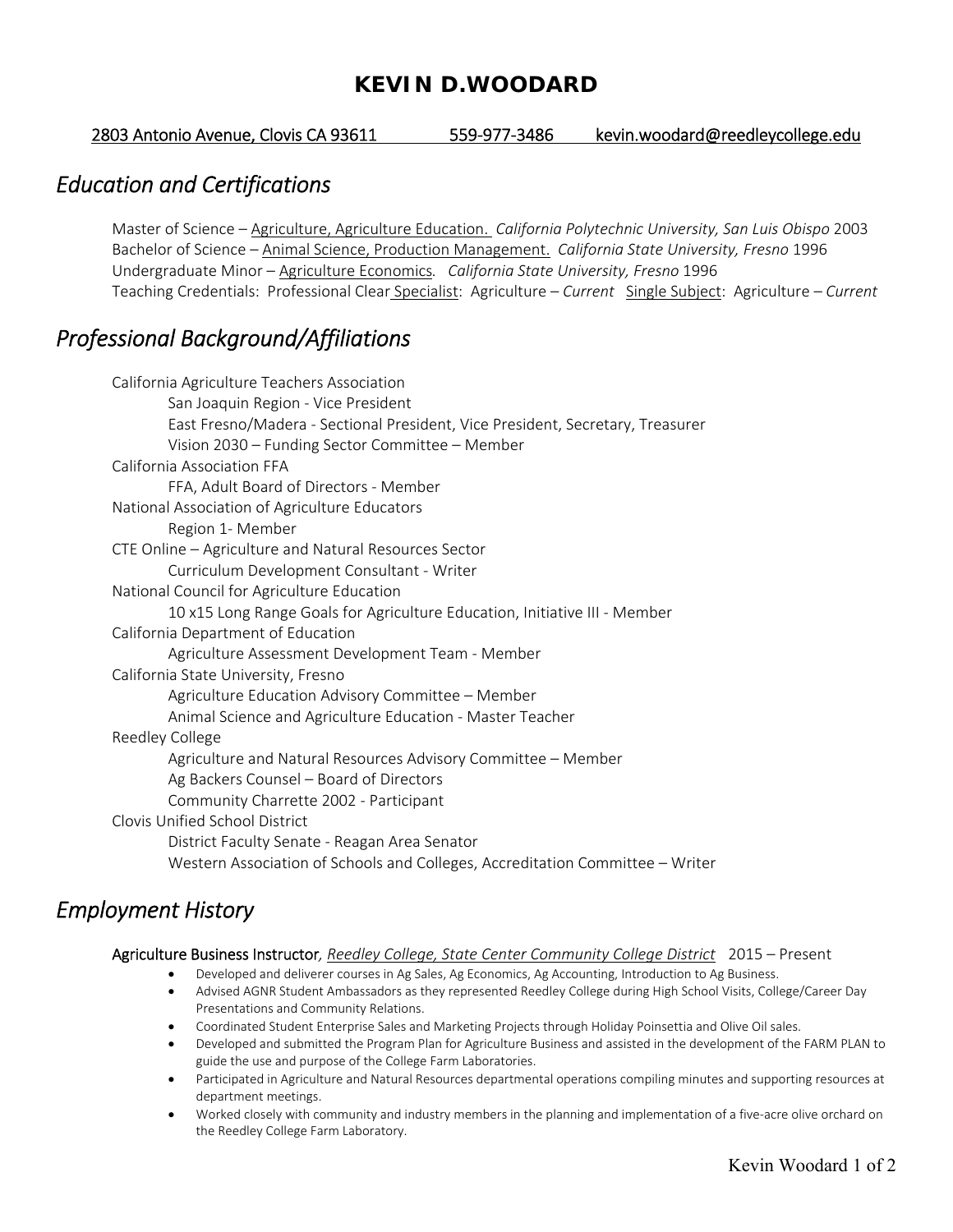# KEVIN D.WOODARD

2803 Antonio Avenue, Clovis CA 93611 559-977-3486 kevin.woodard@reedleycollege.edu

## *Education and Certifications*

Master of Science – Agriculture, Agriculture Education. *California Polytechnic University, San Luis Obispo* 2003
Bachelor of Science – Animal Science, Production Management. *California State University, Fresno* 1996
Undergraduate Minor – Agriculture Economics. *California State University, Fresno* 1996
Teaching Credentials: Professional Clear Specialist: Agriculture – *Current* Single Subject: Agriculture – *Current*

## *Professional Background/Affiliations*

California Agriculture Teachers Association
- San Joaquin Region - Vice President
- East Fresno/Madera - Sectional President, Vice President, Secretary, Treasurer
- Vision 2030 – Funding Sector Committee – Member

California Association FFA
- FFA, Adult Board of Directors - Member

National Association of Agriculture Educators
- Region 1- Member

CTE Online – Agriculture and Natural Resources Sector
- Curriculum Development Consultant - Writer

National Council for Agriculture Education
- 10 x15 Long Range Goals for Agriculture Education, Initiative III - Member

California Department of Education
- Agriculture Assessment Development Team - Member

California State University, Fresno
- Agriculture Education Advisory Committee – Member
- Animal Science and Agriculture Education - Master Teacher

Reedley College
- Agriculture and Natural Resources Advisory Committee – Member
- Ag Backers Counsel – Board of Directors
- Community Charrette 2002 - Participant

Clovis Unified School District
- District Faculty Senate - Reagan Area Senator
- Western Association of Schools and Colleges, Accreditation Committee – Writer

## *Employment History*

**Agriculture Business Instructor**, *Reedley College, State Center Community College District* 2015 – Present

- Developed and deliverer courses in Ag Sales, Ag Economics, Ag Accounting, Introduction to Ag Business.
- Advised AGNR Student Ambassadors as they represented Reedley College during High School Visits, College/Career Day Presentations and Community Relations.
- Coordinated Student Enterprise Sales and Marketing Projects through Holiday Poinsettia and Olive Oil sales.
- Developed and submitted the Program Plan for Agriculture Business and assisted in the development of the FARM PLAN to guide the use and purpose of the College Farm Laboratories.
- Participated in Agriculture and Natural Resources departmental operations compiling minutes and supporting resources at department meetings.
- Worked closely with community and industry members in the planning and implementation of a five-acre olive orchard on the Reedley College Farm Laboratory.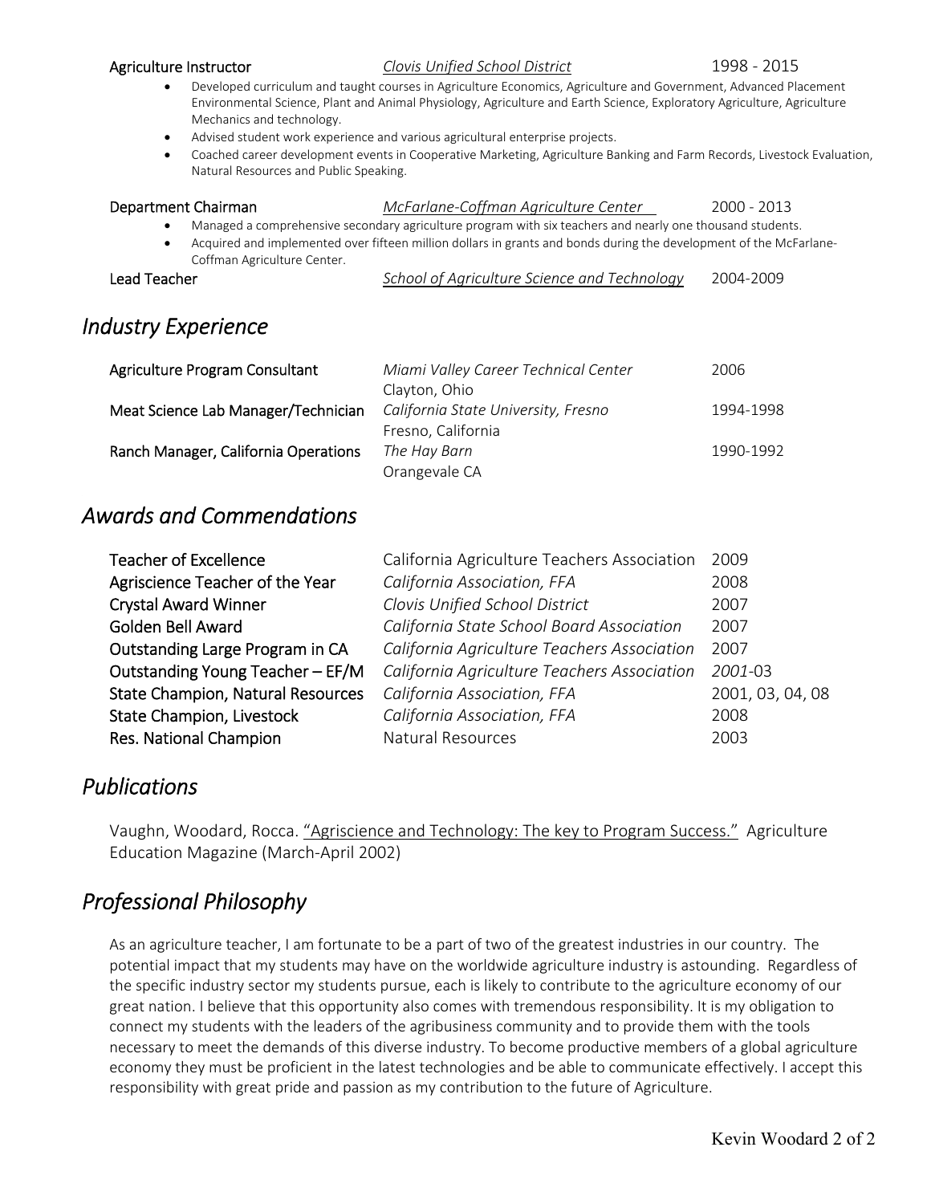**Agriculture Instructor** | *Clovis Unified School District* | 1998 - 2015

- Developed curriculum and taught courses in Agriculture Economics, Agriculture and Government, Advanced Placement Environmental Science, Plant and Animal Physiology, Agriculture and Earth Science, Exploratory Agriculture, Agriculture Mechanics and technology.
- Advised student work experience and various agricultural enterprise projects.
- Coached career development events in Cooperative Marketing, Agriculture Banking and Farm Records, Livestock Evaluation, Natural Resources and Public Speaking.

**Department Chairman** | *McFarlane-Coffman Agriculture Center* | 2000 - 2013

- Managed a comprehensive secondary agriculture program with six teachers and nearly one thousand students.
- Acquired and implemented over fifteen million dollars in grants and bonds during the development of the McFarlane-Coffman Agriculture Center.

**Lead Teacher** | *School of Agriculture Science and Technology* | 2004-2009

## *Industry Experience*

| | | |
|---|---|---|
| Agriculture Program Consultant | *Miami Valley Career Technical Center*<br>Clayton, Ohio | 2006 |
| Meat Science Lab Manager/Technician | *California State University, Fresno*<br>Fresno, California | 1994-1998 |
| Ranch Manager, California Operations | *The Hay Barn*<br>Orangevale CA | 1990-1992 |

## *Awards and Commendations*

| | | |
|---|---|---|
| Teacher of Excellence | California Agriculture Teachers Association | 2009 |
| Agriscience Teacher of the Year | *California Association, FFA* | 2008 |
| Crystal Award Winner | *Clovis Unified School District* | 2007 |
| Golden Bell Award | *California State School Board Association* | 2007 |
| Outstanding Large Program in CA | *California Agriculture Teachers Association* | 2007 |
| Outstanding Young Teacher – EF/M | *California Agriculture Teachers Association* | *2001*-03 |
| State Champion, Natural Resources | *California Association, FFA* | 2001, 03, 04, 08 |
| State Champion, Livestock | *California Association, FFA* | 2008 |
| Res. National Champion | Natural Resources | 2003 |

## *Publications*

Vaughn, Woodard, Rocca. "Agriscience and Technology: The key to Program Success." Agriculture Education Magazine (March-April 2002)

## *Professional Philosophy*

As an agriculture teacher, I am fortunate to be a part of two of the greatest industries in our country. The potential impact that my students may have on the worldwide agriculture industry is astounding. Regardless of the specific industry sector my students pursue, each is likely to contribute to the agriculture economy of our great nation. I believe that this opportunity also comes with tremendous responsibility. It is my obligation to connect my students with the leaders of the agribusiness community and to provide them with the tools necessary to meet the demands of this diverse industry. To become productive members of a global agriculture economy they must be proficient in the latest technologies and be able to communicate effectively. I accept this responsibility with great pride and passion as my contribution to the future of Agriculture.